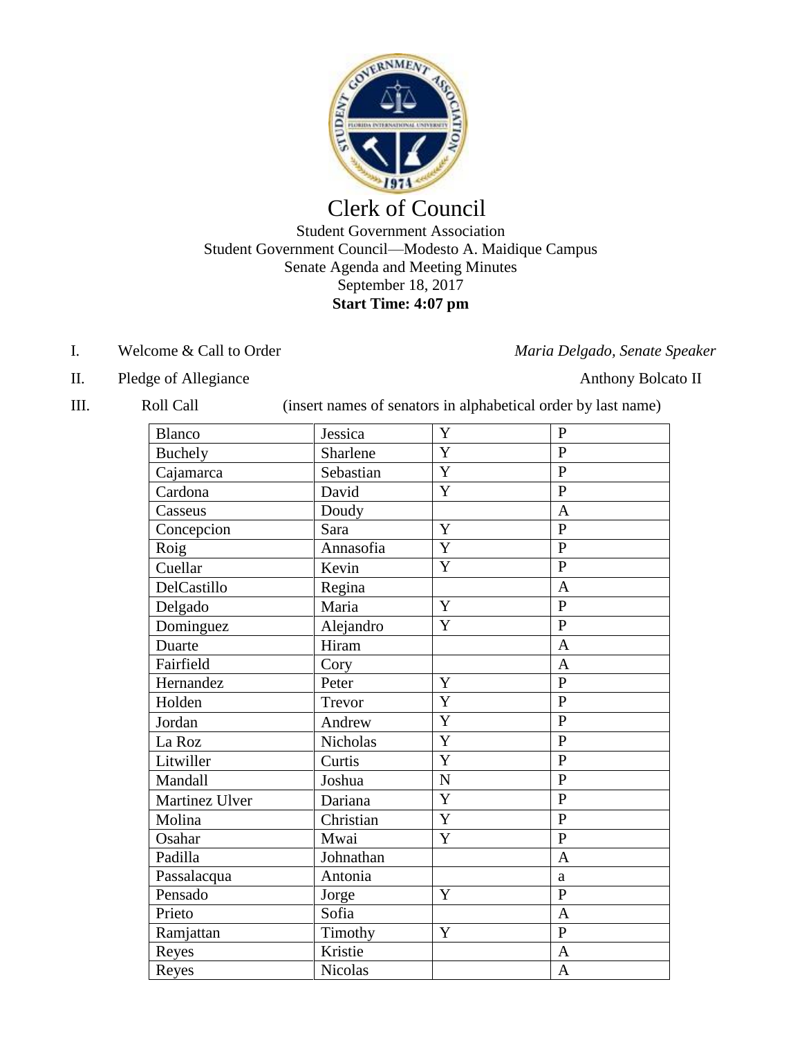# Clerk of Council

Student Government Association
Student Government Council—Modesto A. Maidique Campus
Senate Agenda and Meeting Minutes
September 18, 2017
**Start Time: 4:07 pm**

I. Welcome & Call to Order — *Maria Delgado, Senate Speaker*

II. Pledge of Allegiance — Anthony Bolcato II

III. Roll Call (insert names of senators in alphabetical order by last name)

| | | | |
|---|---|---|---|
| Blanco | Jessica | Y | P |
| Buchely | Sharlene | Y | P |
| Cajamarca | Sebastian | Y | P |
| Cardona | David | Y | P |
| Casseus | Doudy | | A |
| Concepcion | Sara | Y | P |
| Roig | Annasofia | Y | P |
| Cuellar | Kevin | Y | P |
| DelCastillo | Regina | | A |
| Delgado | Maria | Y | P |
| Dominguez | Alejandro | Y | P |
| Duarte | Hiram | | A |
| Fairfield | Cory | | A |
| Hernandez | Peter | Y | P |
| Holden | Trevor | Y | P |
| Jordan | Andrew | Y | P |
| La Roz | Nicholas | Y | P |
| Litwiller | Curtis | Y | P |
| Mandall | Joshua | N | P |
| Martinez Ulver | Dariana | Y | P |
| Molina | Christian | Y | P |
| Osahar | Mwai | Y | P |
| Padilla | Johnathan | | A |
| Passalacqua | Antonia | | a |
| Pensado | Jorge | Y | P |
| Prieto | Sofia | | A |
| Ramjattan | Timothy | Y | P |
| Reyes | Kristie | | A |
| Reyes | Nicolas | | A |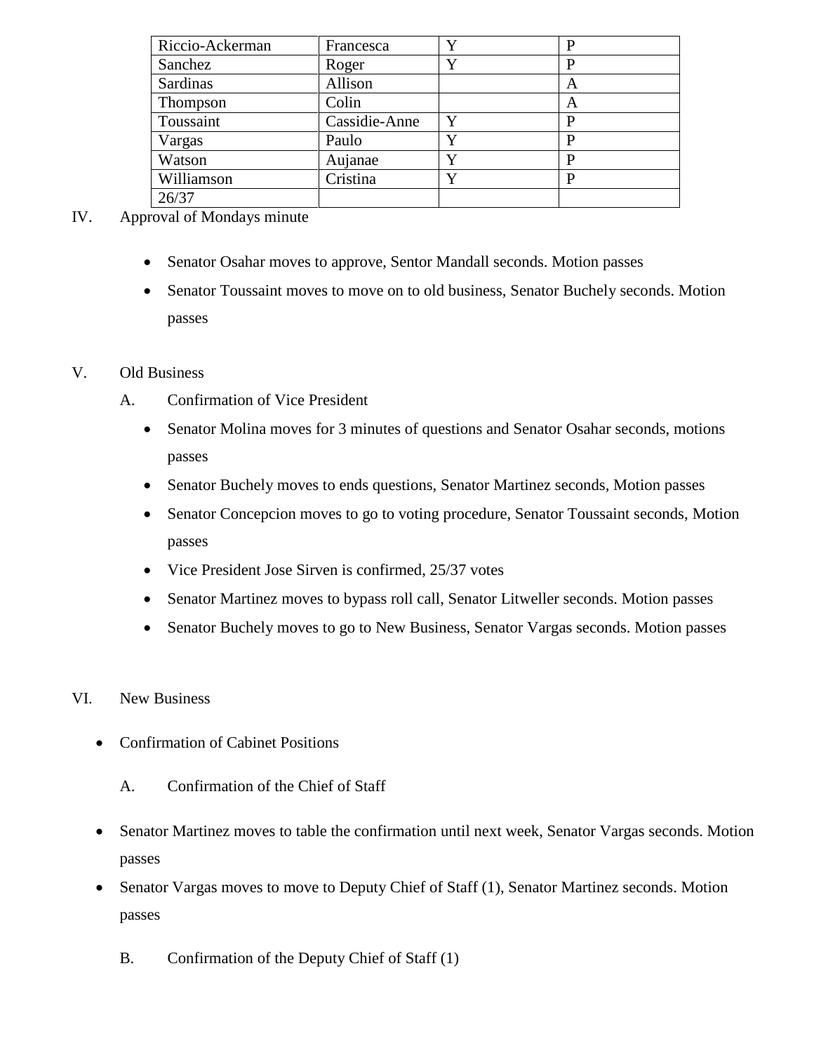| Riccio-Ackerman | Francesca | Y | P |
|---|---|---|---|
| Sanchez | Roger | Y | P |
| Sardinas | Allison | | A |
| Thompson | Colin | | A |
| Toussaint | Cassidie-Anne | Y | P |
| Vargas | Paulo | Y | P |
| Watson | Aujanae | Y | P |
| Williamson | Cristina | Y | P |
| 26/37 | | | |

IV. Approval of Mondays minute

- Senator Osahar moves to approve, Sentor Mandall seconds. Motion passes
- Senator Toussaint moves to move on to old business, Senator Buchely seconds. Motion passes

V. Old Business

A. Confirmation of Vice President

- Senator Molina moves for 3 minutes of questions and Senator Osahar seconds, motions passes
- Senator Buchely moves to ends questions, Senator Martinez seconds, Motion passes
- Senator Concepcion moves to go to voting procedure, Senator Toussaint seconds, Motion passes
- Vice President Jose Sirven is confirmed, 25/37 votes
- Senator Martinez moves to bypass roll call, Senator Litweller seconds. Motion passes
- Senator Buchely moves to go to New Business, Senator Vargas seconds. Motion passes

VI. New Business

- Confirmation of Cabinet Positions

A. Confirmation of the Chief of Staff

- Senator Martinez moves to table the confirmation until next week, Senator Vargas seconds. Motion passes
- Senator Vargas moves to move to Deputy Chief of Staff (1), Senator Martinez seconds. Motion passes

B. Confirmation of the Deputy Chief of Staff (1)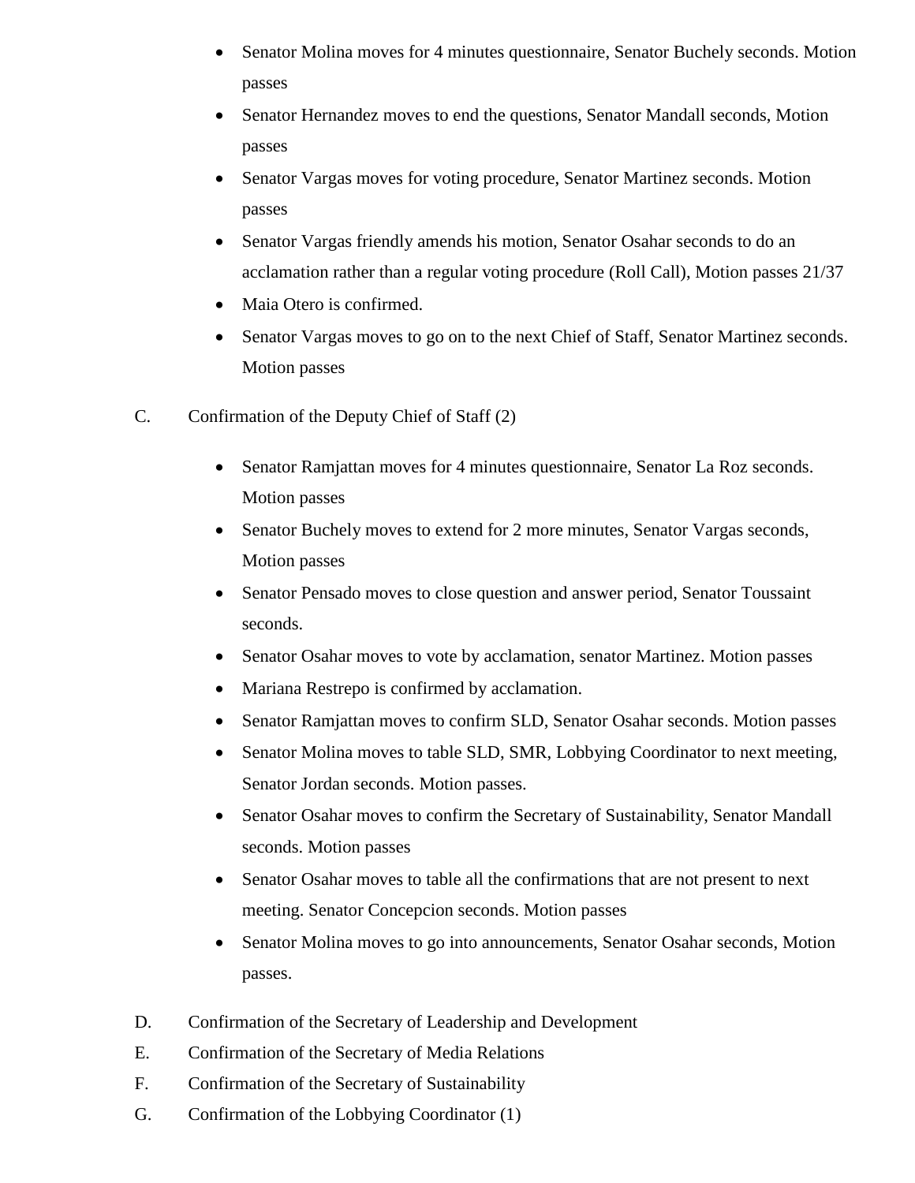- Senator Molina moves for 4 minutes questionnaire, Senator Buchely seconds. Motion passes
- Senator Hernandez moves to end the questions, Senator Mandall seconds, Motion passes
- Senator Vargas moves for voting procedure, Senator Martinez seconds. Motion passes
- Senator Vargas friendly amends his motion, Senator Osahar seconds to do an acclamation rather than a regular voting procedure (Roll Call), Motion passes 21/37
- Maia Otero is confirmed.
- Senator Vargas moves to go on to the next Chief of Staff, Senator Martinez seconds. Motion passes

C. Confirmation of the Deputy Chief of Staff (2)

- Senator Ramjattan moves for 4 minutes questionnaire, Senator La Roz seconds. Motion passes
- Senator Buchely moves to extend for 2 more minutes, Senator Vargas seconds, Motion passes
- Senator Pensado moves to close question and answer period, Senator Toussaint seconds.
- Senator Osahar moves to vote by acclamation, senator Martinez. Motion passes
- Mariana Restrepo is confirmed by acclamation.
- Senator Ramjattan moves to confirm SLD, Senator Osahar seconds. Motion passes
- Senator Molina moves to table SLD, SMR, Lobbying Coordinator to next meeting, Senator Jordan seconds. Motion passes.
- Senator Osahar moves to confirm the Secretary of Sustainability, Senator Mandall seconds. Motion passes
- Senator Osahar moves to table all the confirmations that are not present to next meeting. Senator Concepcion seconds. Motion passes
- Senator Molina moves to go into announcements, Senator Osahar seconds, Motion passes.

D. Confirmation of the Secretary of Leadership and Development

E. Confirmation of the Secretary of Media Relations

F. Confirmation of the Secretary of Sustainability

G. Confirmation of the Lobbying Coordinator (1)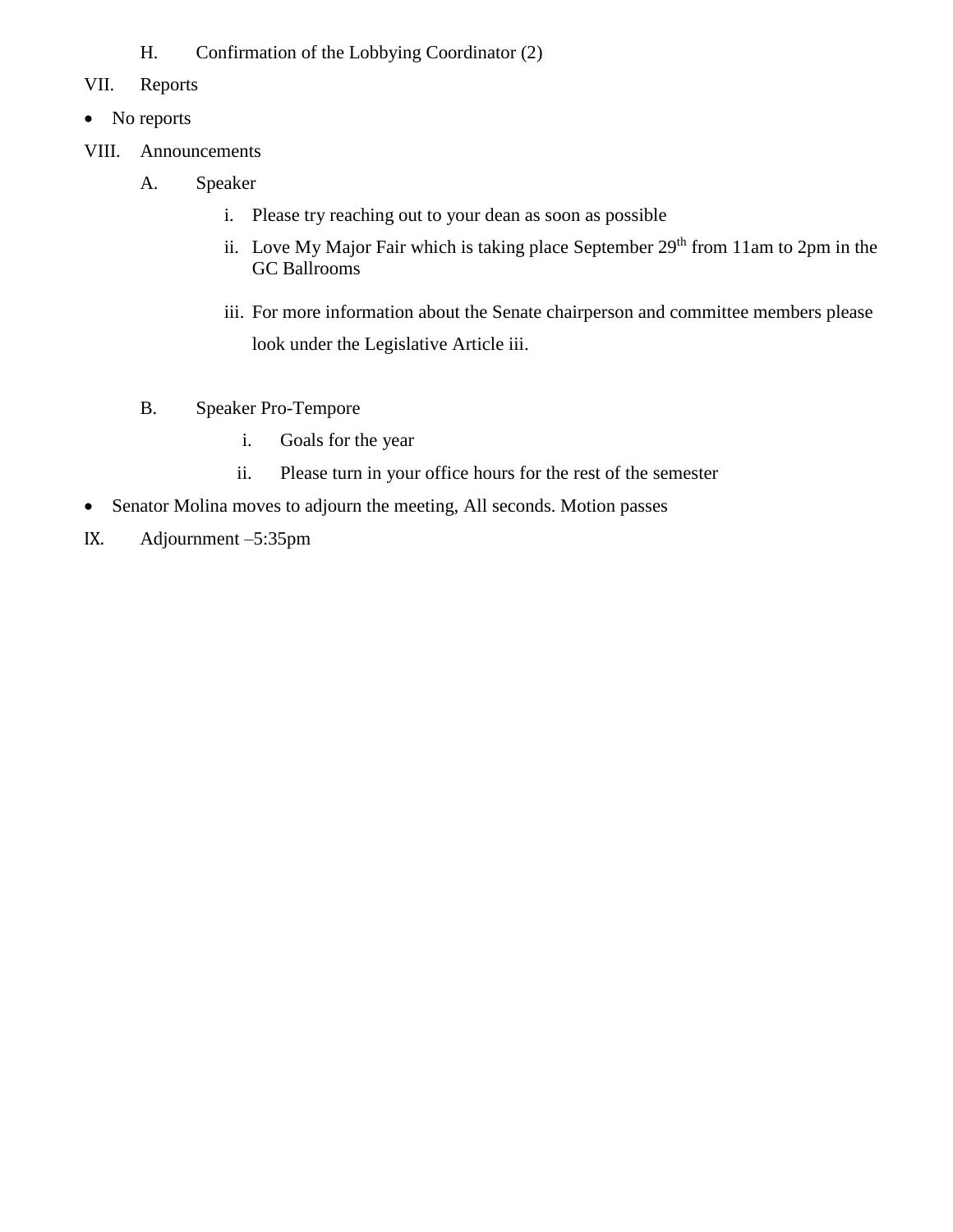H. Confirmation of the Lobbying Coordinator (2)

VII. Reports

- No reports

VIII. Announcements

A. Speaker

i. Please try reaching out to your dean as soon as possible

ii. Love My Major Fair which is taking place September 29th from 11am to 2pm in the GC Ballrooms

iii. For more information about the Senate chairperson and committee members please look under the Legislative Article iii.

B. Speaker Pro-Tempore

i. Goals for the year

ii. Please turn in your office hours for the rest of the semester

- Senator Molina moves to adjourn the meeting, All seconds. Motion passes

IX. Adjournment –5:35pm